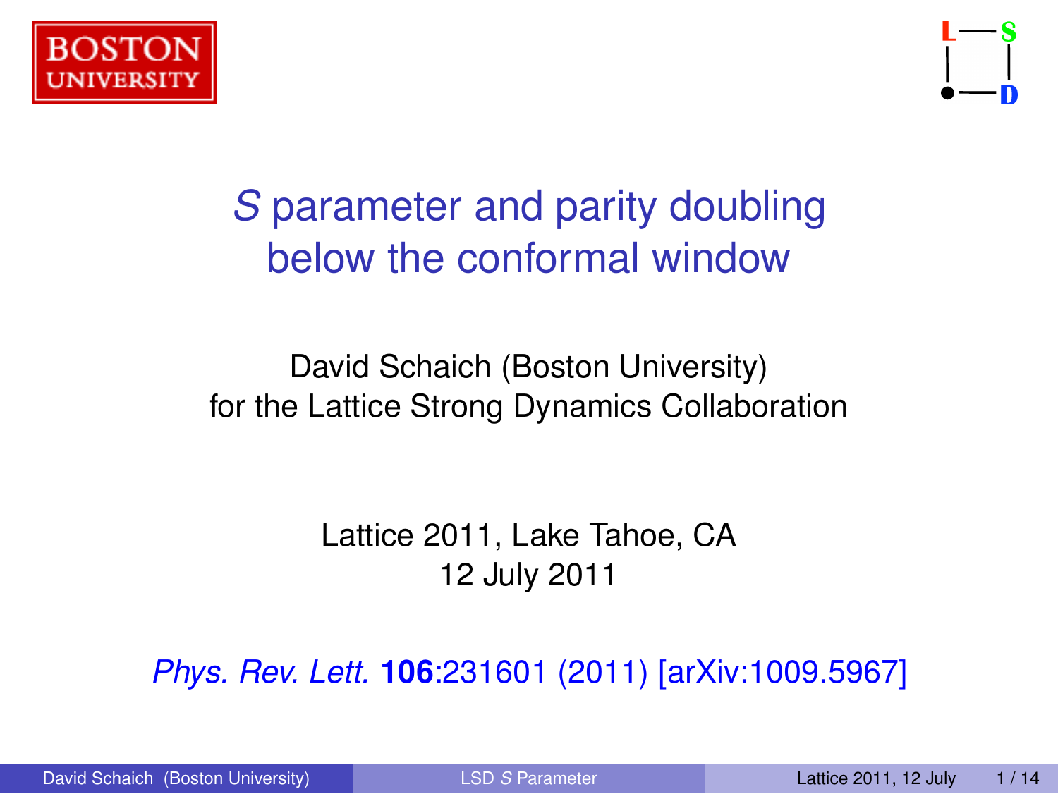# *S* parameter and parity doubling below the conformal window

David Schaich (Boston University)
for the Lattice Strong Dynamics Collaboration

Lattice 2011, Lake Tahoe, CA
12 July 2011

*Phys. Rev. Lett.* **106**:231601 (2011) [arXiv:1009.5967]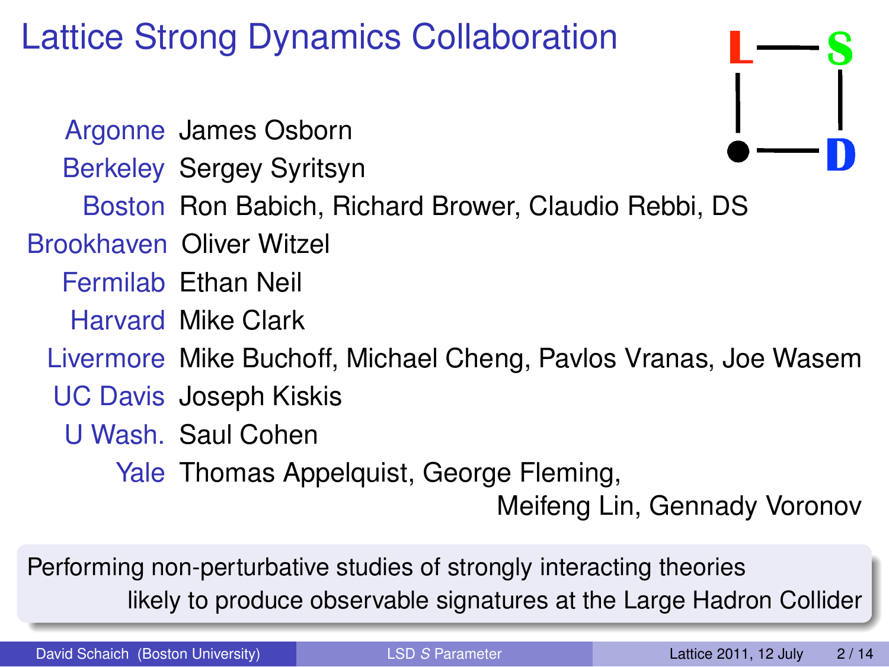# Lattice Strong Dynamics Collaboration

| | |
|---|---|
| Argonne | James Osborn |
| Berkeley | Sergey Syritsyn |
| Boston | Ron Babich, Richard Brower, Claudio Rebbi, DS |
| Brookhaven | Oliver Witzel |
| Fermilab | Ethan Neil |
| Harvard | Mike Clark |
| Livermore | Mike Buchoff, Michael Cheng, Pavlos Vranas, Joe Wasem |
| UC Davis | Joseph Kiskis |
| U Wash. | Saul Cohen |
| Yale | Thomas Appelquist, George Fleming, Meifeng Lin, Gennady Voronov |

Performing non-perturbative studies of strongly interacting theories likely to produce observable signatures at the Large Hadron Collider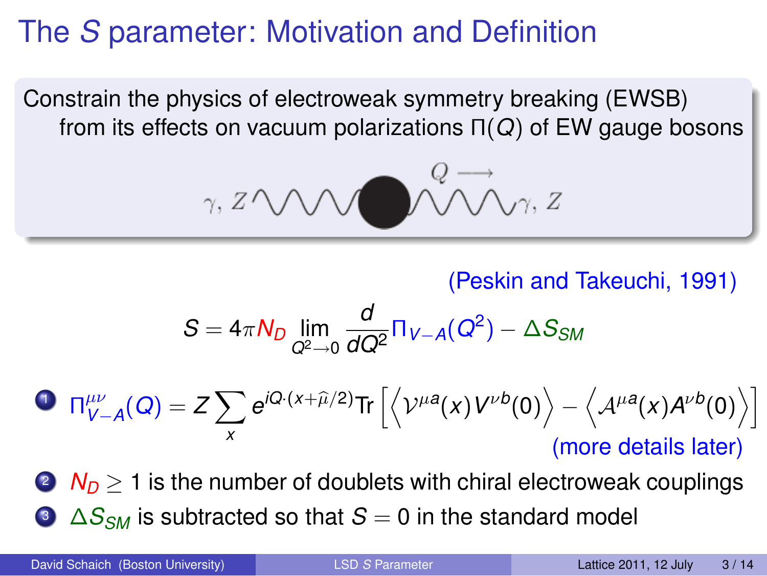# The $S$ parameter: Motivation and Definition

Constrain the physics of electroweak symmetry breaking (EWSB) from its effects on vacuum polarizations $\Pi(Q)$ of EW gauge bosons

(Peskin and Takeuchi, 1991)

$$S = 4\pi N_D \lim_{Q^2 \to 0} \frac{d}{dQ^2} \Pi_{V-A}(Q^2) - \Delta S_{SM}$$

1. $\Pi^{\mu\nu}_{V-A}(Q) = Z \sum_x e^{iQ\cdot(x+\widehat{\mu}/2)} \text{Tr}\left[\left\langle \mathcal{V}^{\mu a}(x) V^{\nu b}(0)\right\rangle - \left\langle \mathcal{A}^{\mu a}(x) A^{\nu b}(0)\right\rangle\right]$ (more details later)
2. $N_D \geq 1$ is the number of doublets with chiral electroweak couplings
3. $\Delta S_{SM}$ is subtracted so that $S = 0$ in the standard model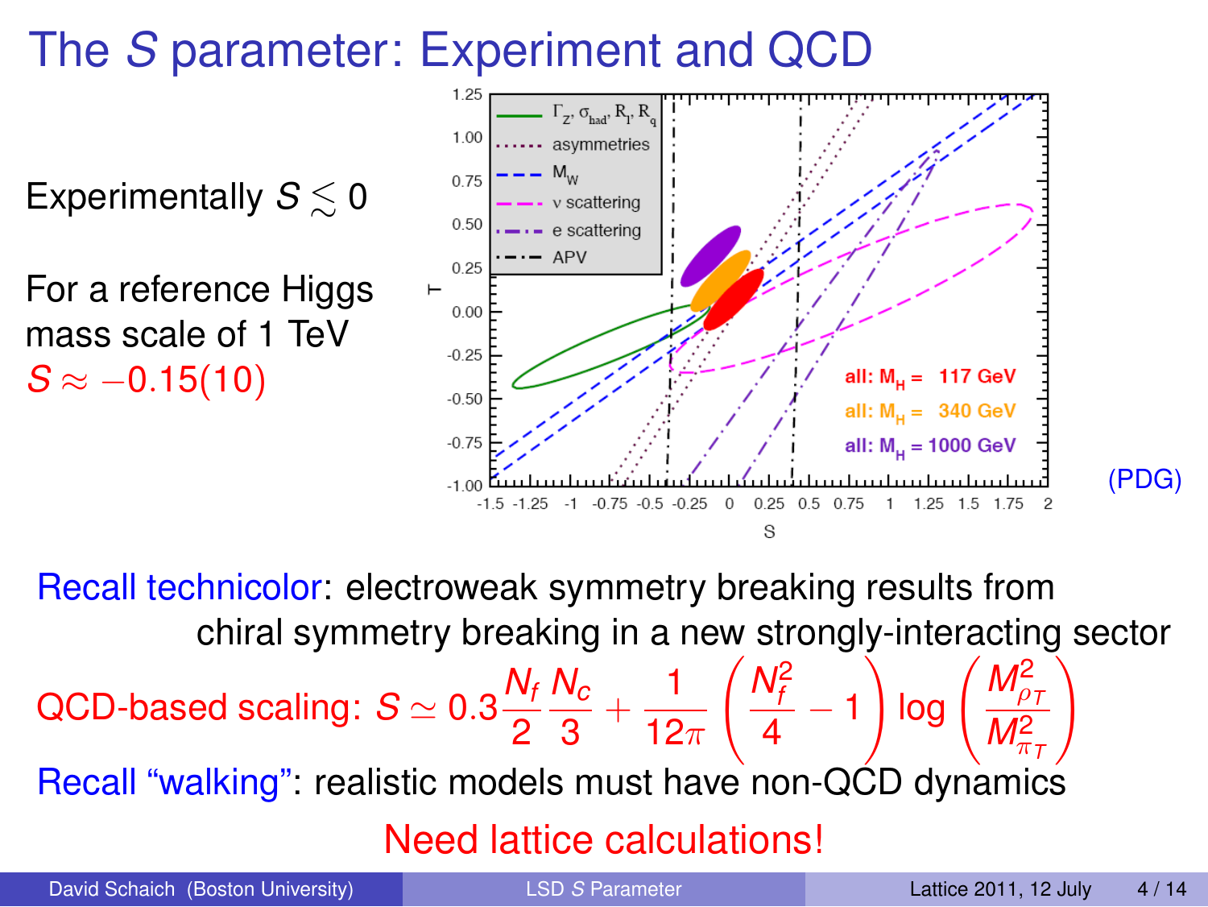# The $S$ parameter: Experiment and QCD

Experimentally $S \lesssim 0$

For a reference Higgs mass scale of 1 TeV
$S \approx -0.15(10)$

(PDG)

Recall technicolor: electroweak symmetry breaking results from chiral symmetry breaking in a new strongly-interacting sector

QCD-based scaling: $S \simeq 0.3 \frac{N_f}{2} \frac{N_c}{3} + \frac{1}{12\pi} \left( \frac{N_f^2}{4} - 1 \right) \log \left( \frac{M_{\rho_T}^2}{M_{\pi_T}^2} \right)$

Recall "walking": realistic models must have non-QCD dynamics

Need lattice calculations!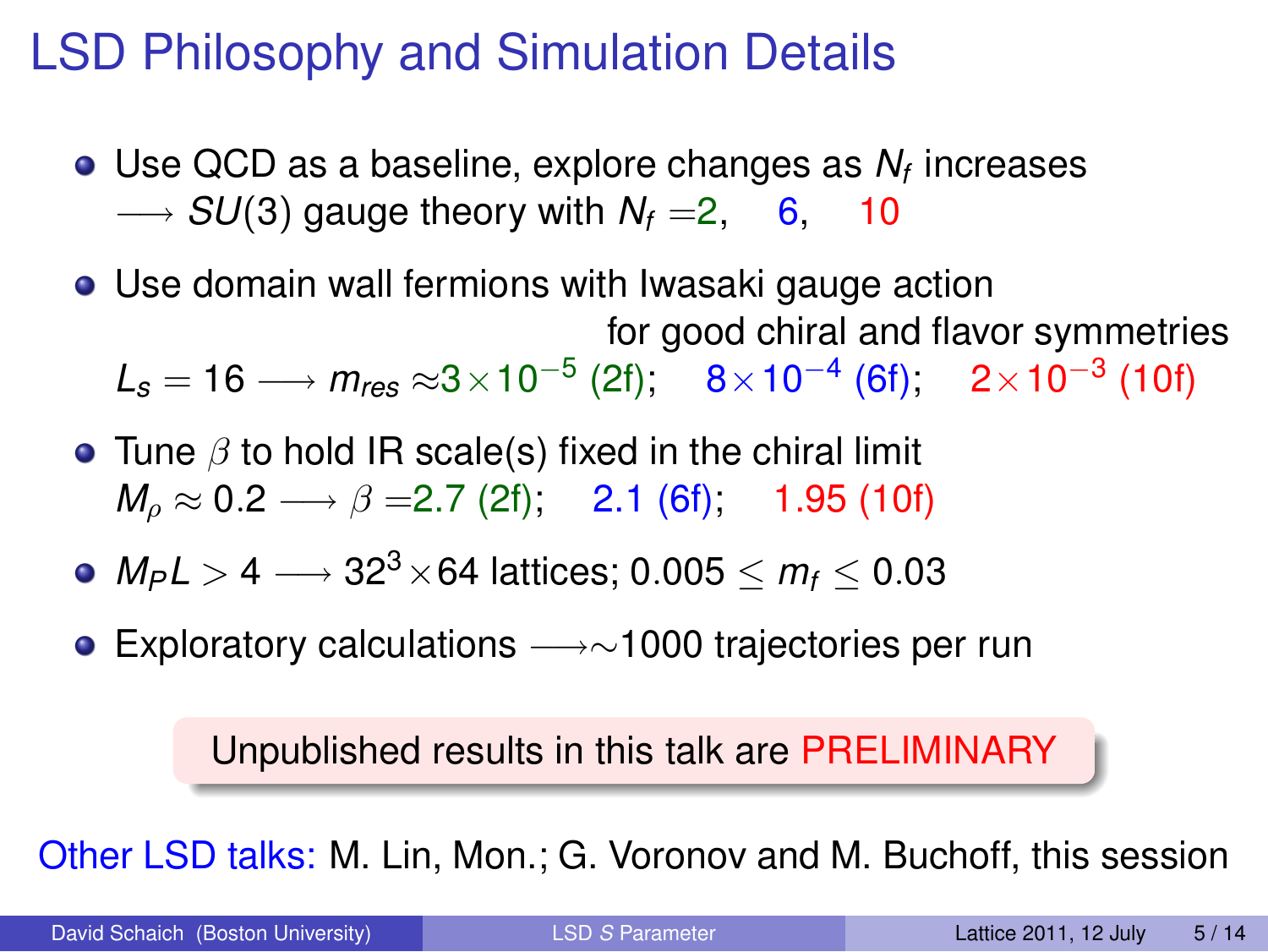# LSD Philosophy and Simulation Details

- Use QCD as a baseline, explore changes as $N_f$ increases
  $\longrightarrow$ $SU(3)$ gauge theory with $N_f = 2$, 6, 10
- Use domain wall fermions with Iwasaki gauge action
  for good chiral and flavor symmetries
  $L_s = 16 \longrightarrow m_{res} \approx 3\times10^{-5}$ (2f); $8\times10^{-4}$ (6f); $2\times10^{-3}$ (10f)
- Tune $\beta$ to hold IR scale(s) fixed in the chiral limit
  $M_\rho \approx 0.2 \longrightarrow \beta = 2.7$ (2f); 2.1 (6f); 1.95 (10f)
- $M_P L > 4 \longrightarrow 32^3\times64$ lattices; $0.005 \leq m_f \leq 0.03$
- Exploratory calculations $\longrightarrow\sim$1000 trajectories per run

Unpublished results in this talk are PRELIMINARY

Other LSD talks: M. Lin, Mon.; G. Voronov and M. Buchoff, this session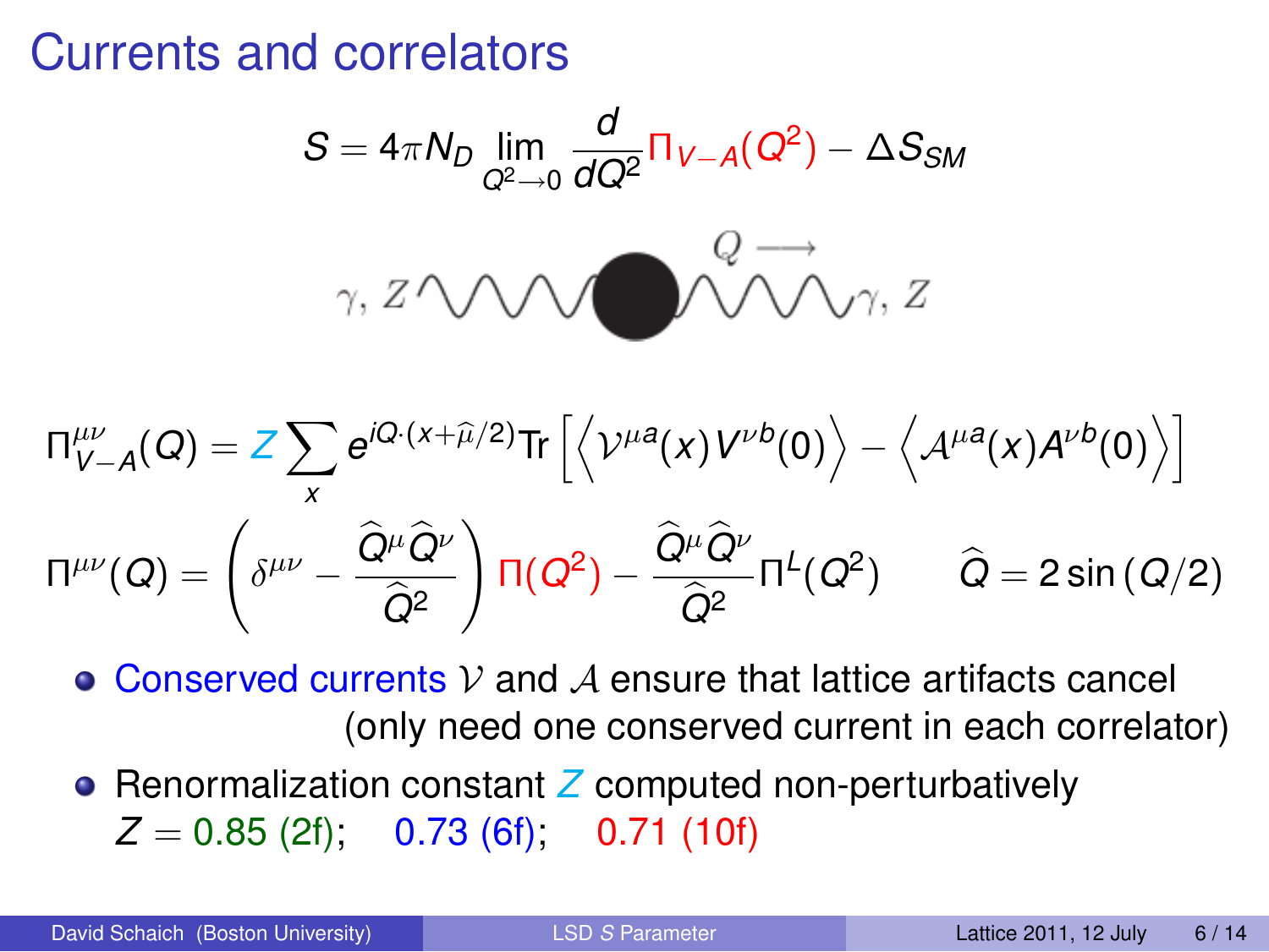# Currents and correlators

$$S = 4\pi N_D \lim_{Q^2 \to 0} \frac{d}{dQ^2} \Pi_{V-A}(Q^2) - \Delta S_{SM}$$

$\gamma, Z$ ⟶ $Q$ ⟶ $\gamma, Z$

$$\Pi^{\mu\nu}_{V-A}(Q) = Z \sum_x e^{iQ\cdot(x+\widehat{\mu}/2)} \mathrm{Tr}\left[\left\langle \mathcal{V}^{\mu a}(x) V^{\nu b}(0) \right\rangle - \left\langle \mathcal{A}^{\mu a}(x) A^{\nu b}(0) \right\rangle\right]$$

$$\Pi^{\mu\nu}(Q) = \left(\delta^{\mu\nu} - \frac{\widehat{Q}^\mu \widehat{Q}^\nu}{\widehat{Q}^2}\right) \Pi(Q^2) - \frac{\widehat{Q}^\mu \widehat{Q}^\nu}{\widehat{Q}^2} \Pi^L(Q^2) \qquad \widehat{Q} = 2\sin(Q/2)$$

- Conserved currents $\mathcal{V}$ and $\mathcal{A}$ ensure that lattice artifacts cancel (only need one conserved current in each correlator)
- Renormalization constant $Z$ computed non-perturbatively
  $Z = 0.85$ (2f); $0.73$ (6f); $0.71$ (10f)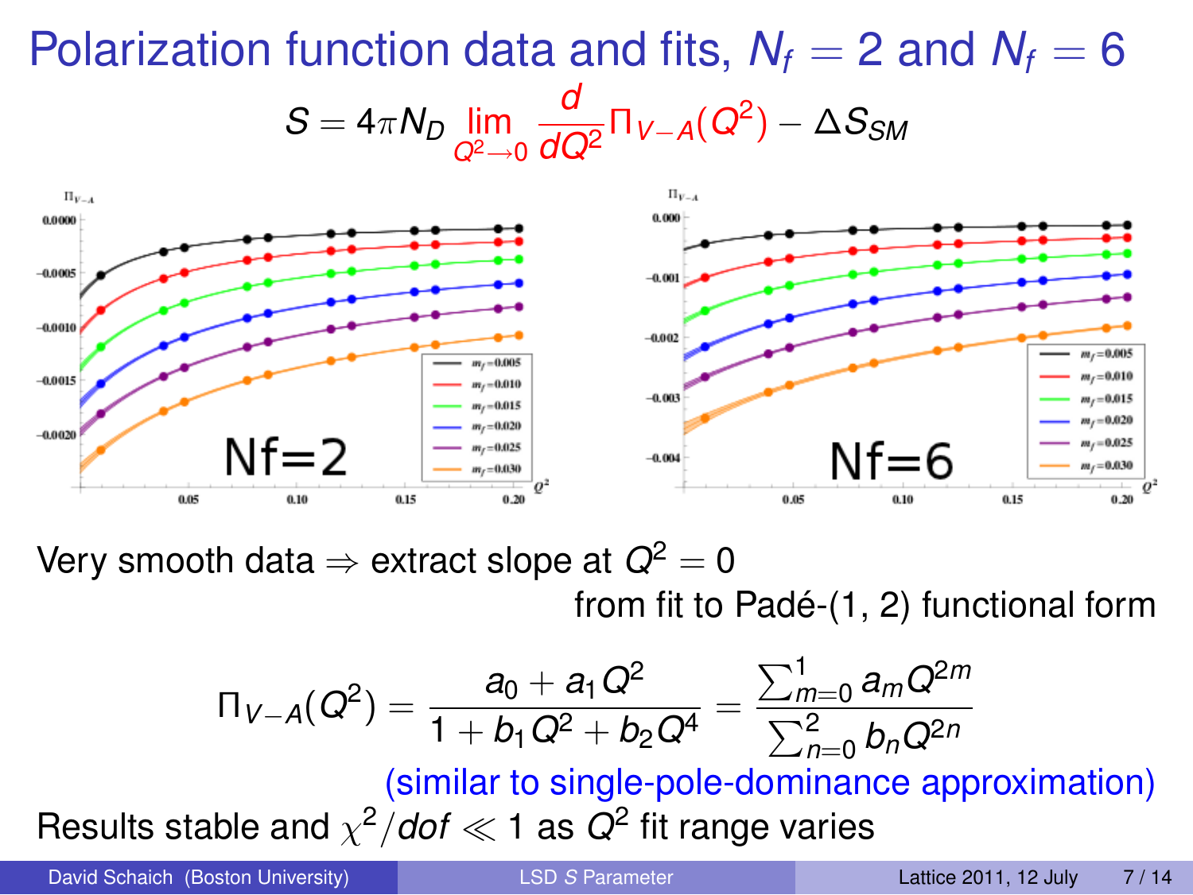# Polarization function data and fits, $N_f = 2$ and $N_f = 6$

$$S = 4\pi N_D \lim_{Q^2 \to 0} \frac{d}{dQ^2} \Pi_{V-A}(Q^2) - \Delta S_{SM}$$

Very smooth data $\Rightarrow$ extract slope at $Q^2 = 0$

from fit to Padé-(1, 2) functional form

$$\Pi_{V-A}(Q^2) = \frac{a_0 + a_1 Q^2}{1 + b_1 Q^2 + b_2 Q^4} = \frac{\sum_{m=0}^{1} a_m Q^{2m}}{\sum_{n=0}^{2} b_n Q^{2n}}$$

(similar to single-pole-dominance approximation)

Results stable and $\chi^2/dof \ll 1$ as $Q^2$ fit range varies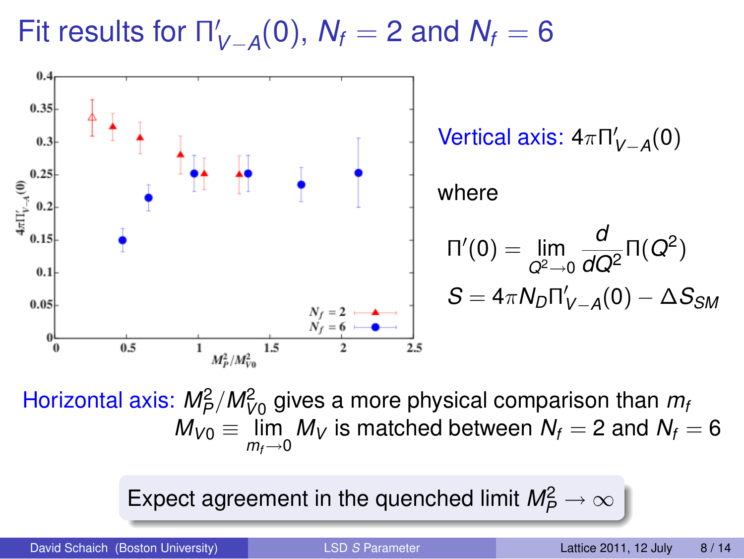# Fit results for $\Pi'_{V-A}(0)$, $N_f = 2$ and $N_f = 6$

Vertical axis: $4\pi\Pi'_{V-A}(0)$

where

$$\Pi'(0) = \lim_{Q^2 \to 0} \frac{d}{dQ^2}\Pi(Q^2)$$

$$S = 4\pi N_D \Pi'_{V-A}(0) - \Delta S_{SM}$$

Horizontal axis: $M_P^2/M_{V0}^2$ gives a more physical comparison than $m_f$

$M_{V0} \equiv \lim_{m_f \to 0} M_V$ is matched between $N_f = 2$ and $N_f = 6$

Expect agreement in the quenched limit $M_P^2 \to \infty$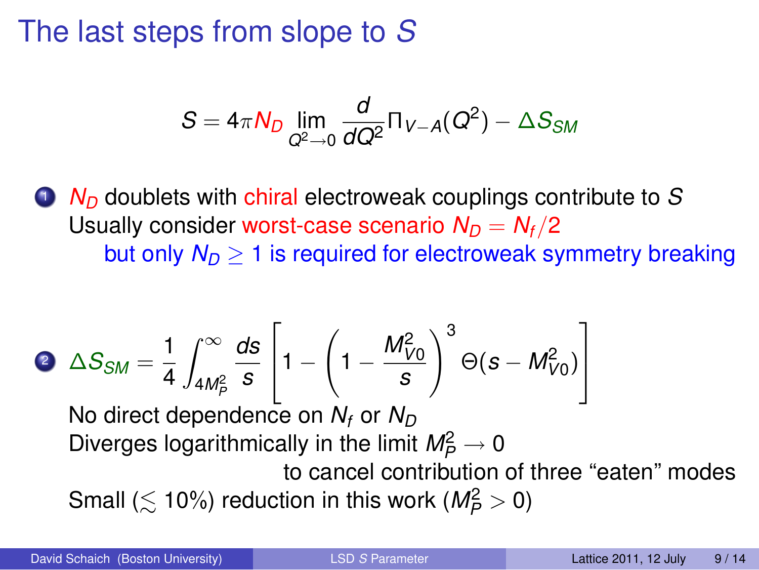# The last steps from slope to $S$

$$S = 4\pi N_D \lim_{Q^2 \to 0} \frac{d}{dQ^2} \Pi_{V-A}(Q^2) - \Delta S_{SM}$$

1. $N_D$ doublets with chiral electroweak couplings contribute to $S$
   Usually consider worst-case scenario $N_D = N_f/2$
   but only $N_D \geq 1$ is required for electroweak symmetry breaking

2. $$\Delta S_{SM} = \frac{1}{4} \int_{4M_P^2}^{\infty} \frac{ds}{s} \left[ 1 - \left( 1 - \frac{M_{V0}^2}{s} \right)^3 \Theta(s - M_{V0}^2) \right]$$
   No direct dependence on $N_f$ or $N_D$
   Diverges logarithmically in the limit $M_P^2 \to 0$
   to cancel contribution of three "eaten" modes
   Small ($\lesssim 10\%$) reduction in this work ($M_P^2 > 0$)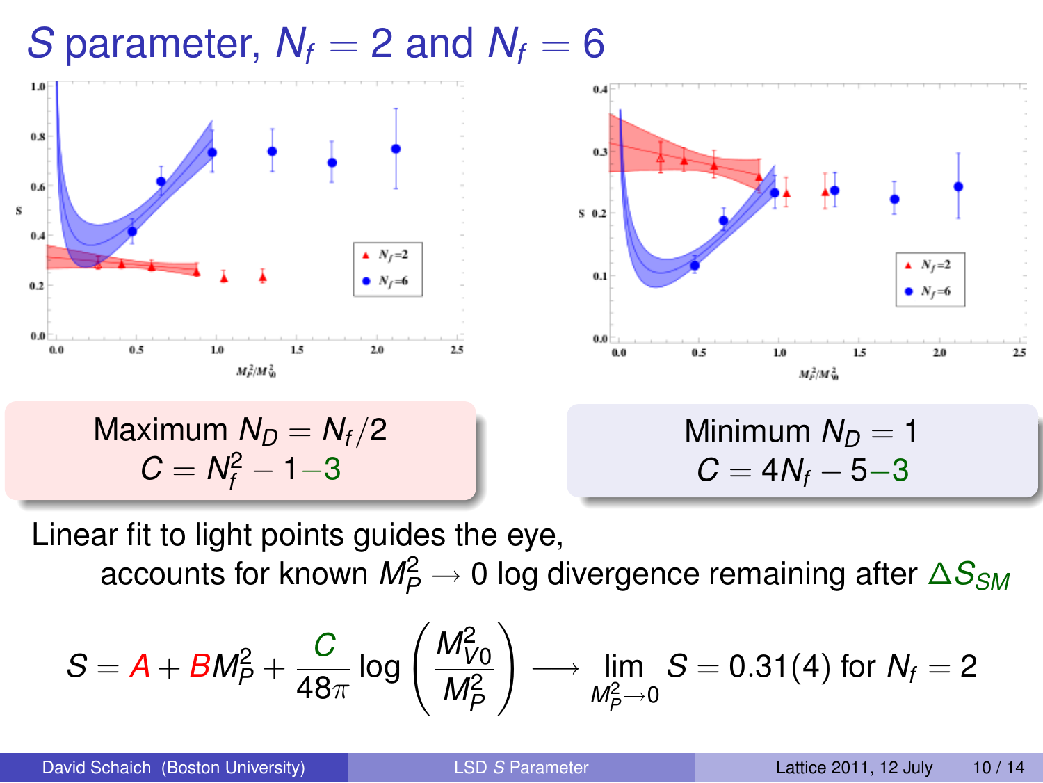# $S$ parameter, $N_f = 2$ and $N_f = 6$

Maximum $N_D = N_f/2$
$C = N_f^2 - 1 - 3$

Minimum $N_D = 1$
$C = 4N_f - 5 - 3$

Linear fit to light points guides the eye,
accounts for known $M_P^2 \to 0$ log divergence remaining after $\Delta S_{SM}$

$$S = A + BM_P^2 + \frac{C}{48\pi} \log\left(\frac{M_{V0}^2}{M_P^2}\right) \longrightarrow \lim_{M_P^2 \to 0} S = 0.31(4) \text{ for } N_f = 2$$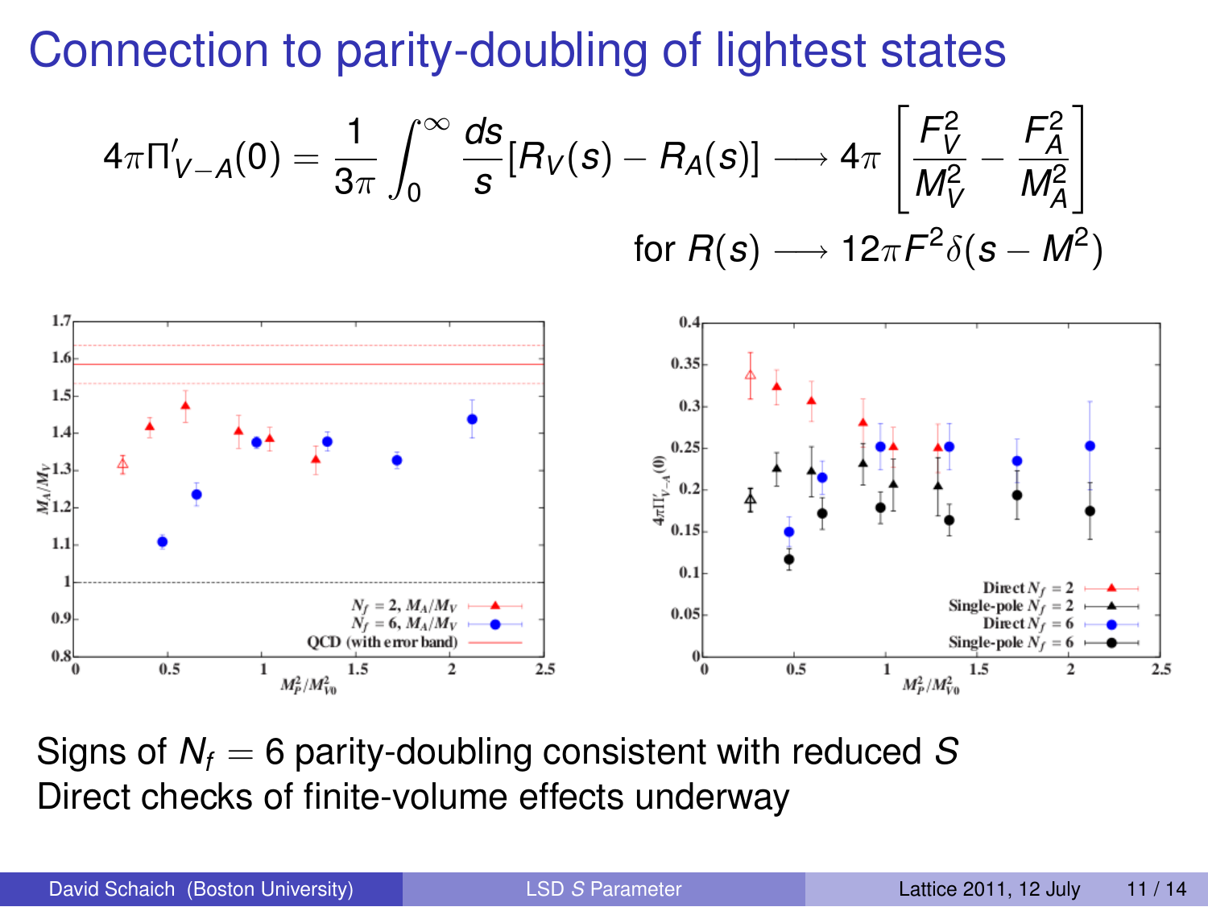# Connection to parity-doubling of lightest states

$$4\pi\Pi'_{V-A}(0) = \frac{1}{3\pi}\int_0^\infty \frac{ds}{s}[R_V(s) - R_A(s)] \longrightarrow 4\pi\left[\frac{F_V^2}{M_V^2} - \frac{F_A^2}{M_A^2}\right]$$

$$\text{for } R(s) \longrightarrow 12\pi F^2\delta(s - M^2)$$

Signs of $N_f = 6$ parity-doubling consistent with reduced $S$

Direct checks of finite-volume effects underway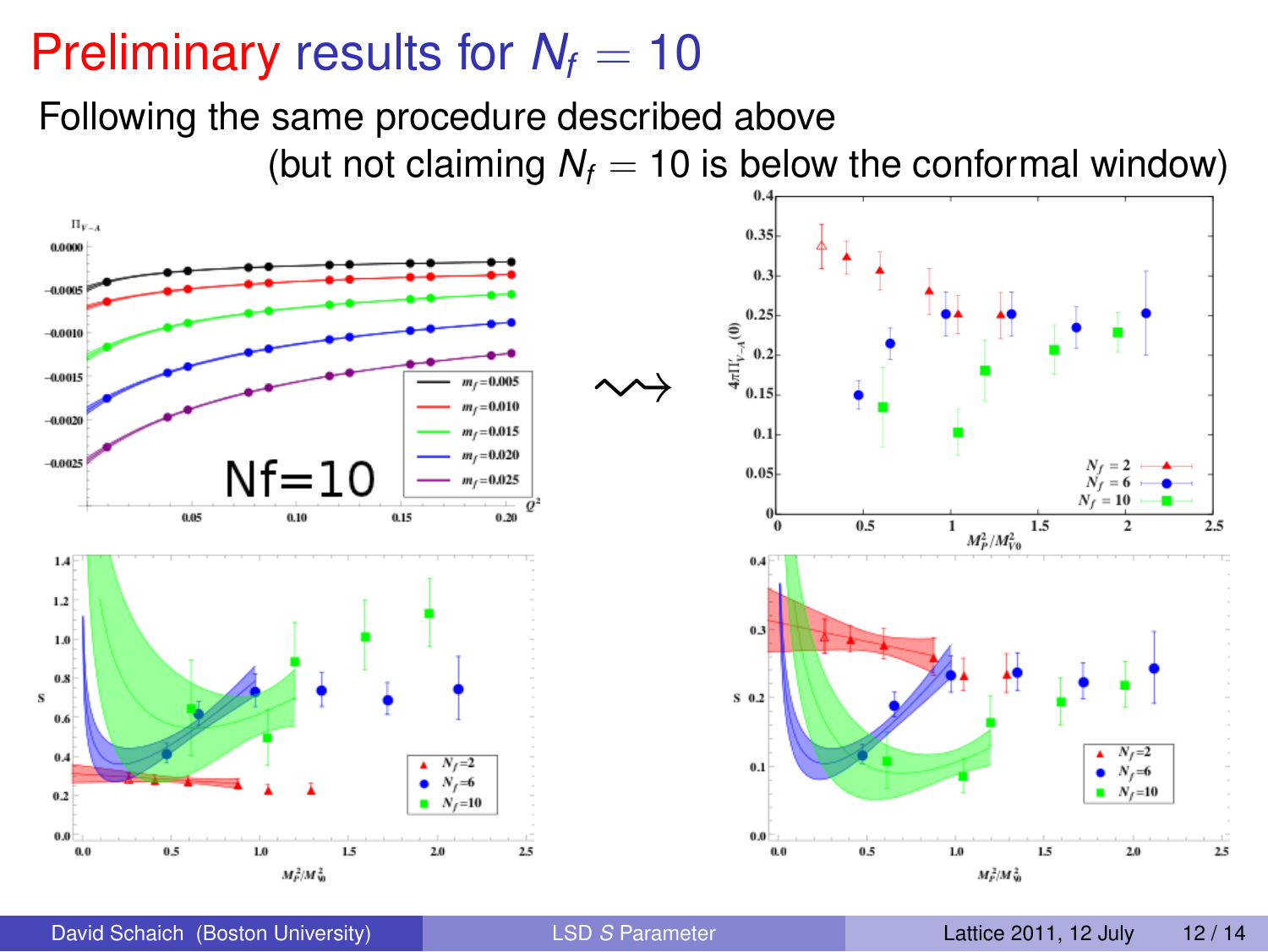# Preliminary results for $N_f = 10$

Following the same procedure described above

(but not claiming $N_f = 10$ is below the conformal window)

$\rightsquigarrow$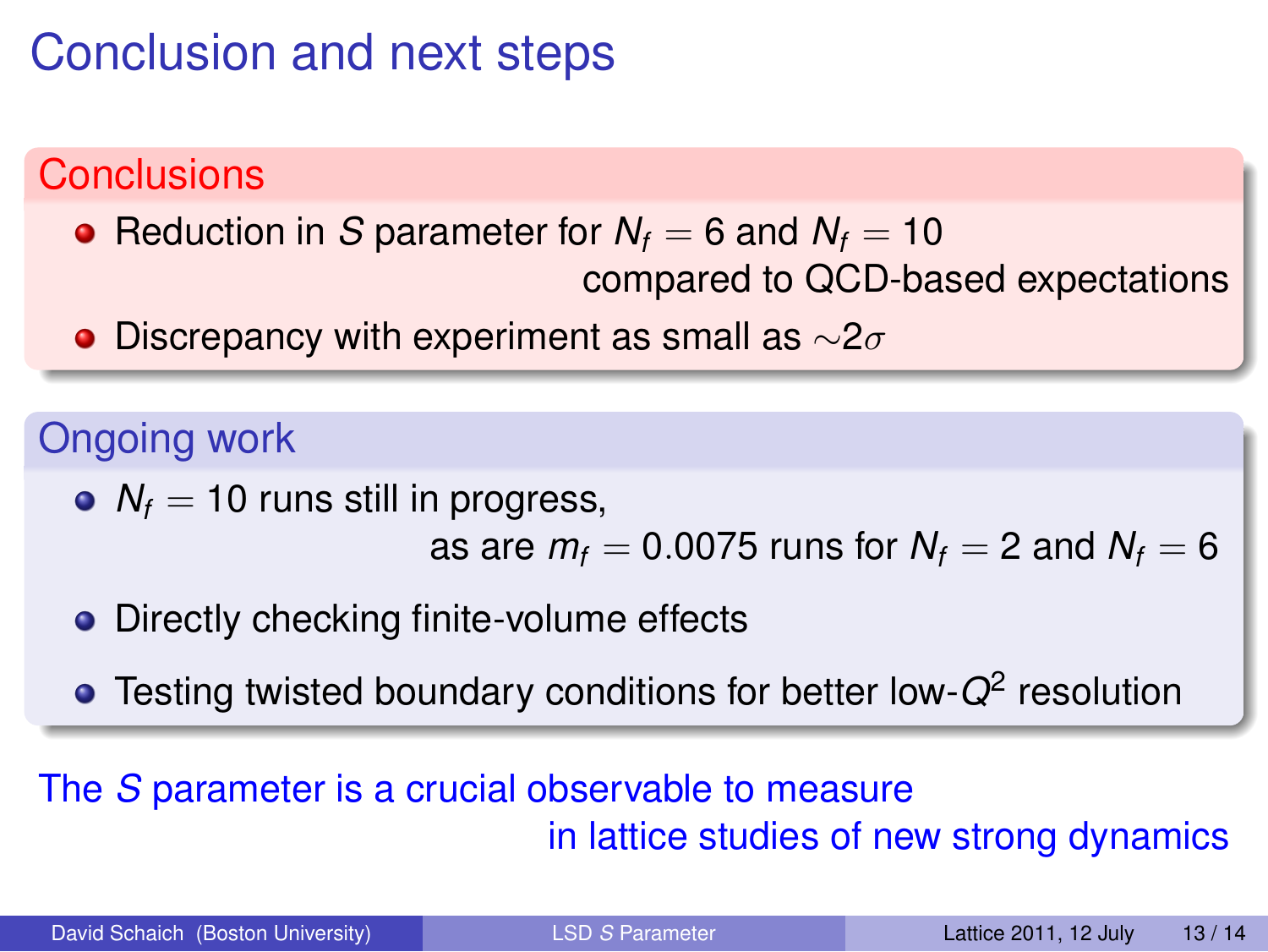# Conclusion and next steps

## Conclusions

- Reduction in $S$ parameter for $N_f = 6$ and $N_f = 10$ compared to QCD-based expectations
- Discrepancy with experiment as small as $\sim 2\sigma$

## Ongoing work

- $N_f = 10$ runs still in progress, as are $m_f = 0.0075$ runs for $N_f = 2$ and $N_f = 6$
- Directly checking finite-volume effects
- Testing twisted boundary conditions for better low-$Q^2$ resolution

The $S$ parameter is a crucial observable to measure in lattice studies of new strong dynamics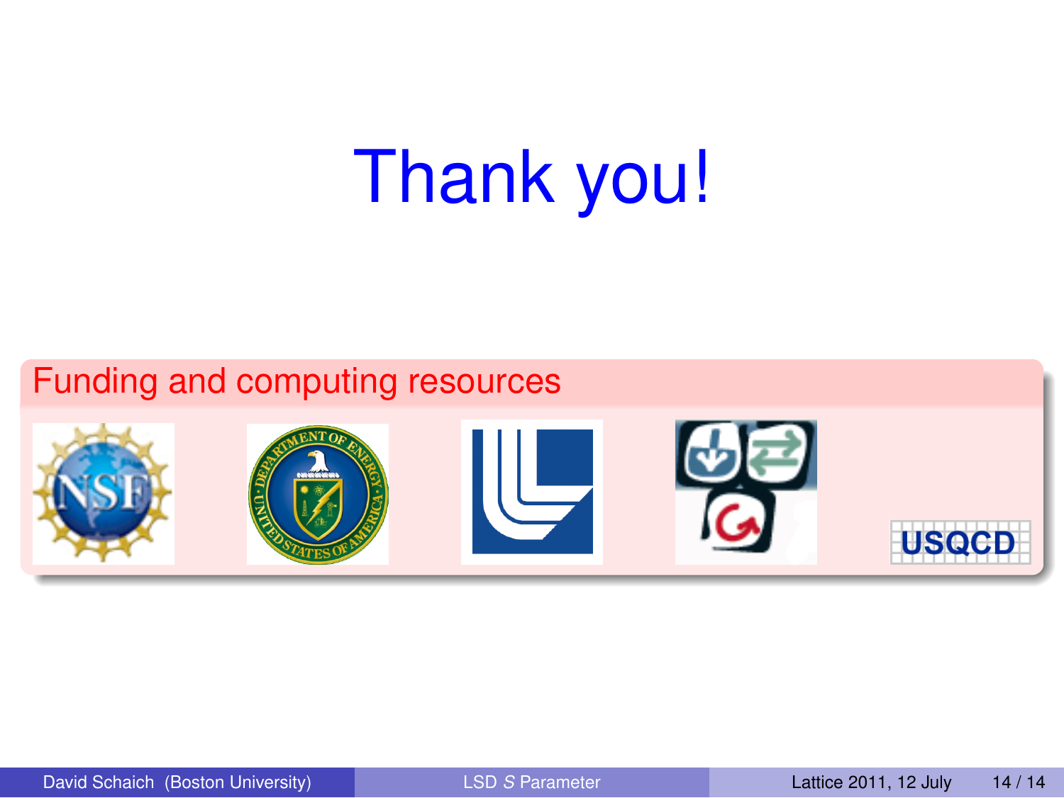# Thank you!

## Funding and computing resources

USQCD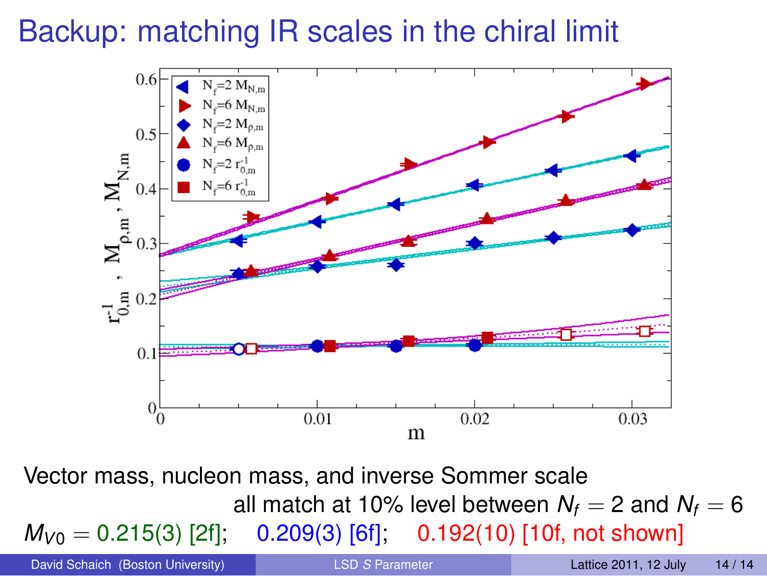# Backup: matching IR scales in the chiral limit

Vector mass, nucleon mass, and inverse Sommer scale all match at 10% level between $N_f = 2$ and $N_f = 6$

$M_{V0} = 0.215(3)$ [2f]; 0.209(3) [6f]; 0.192(10) [10f, not shown]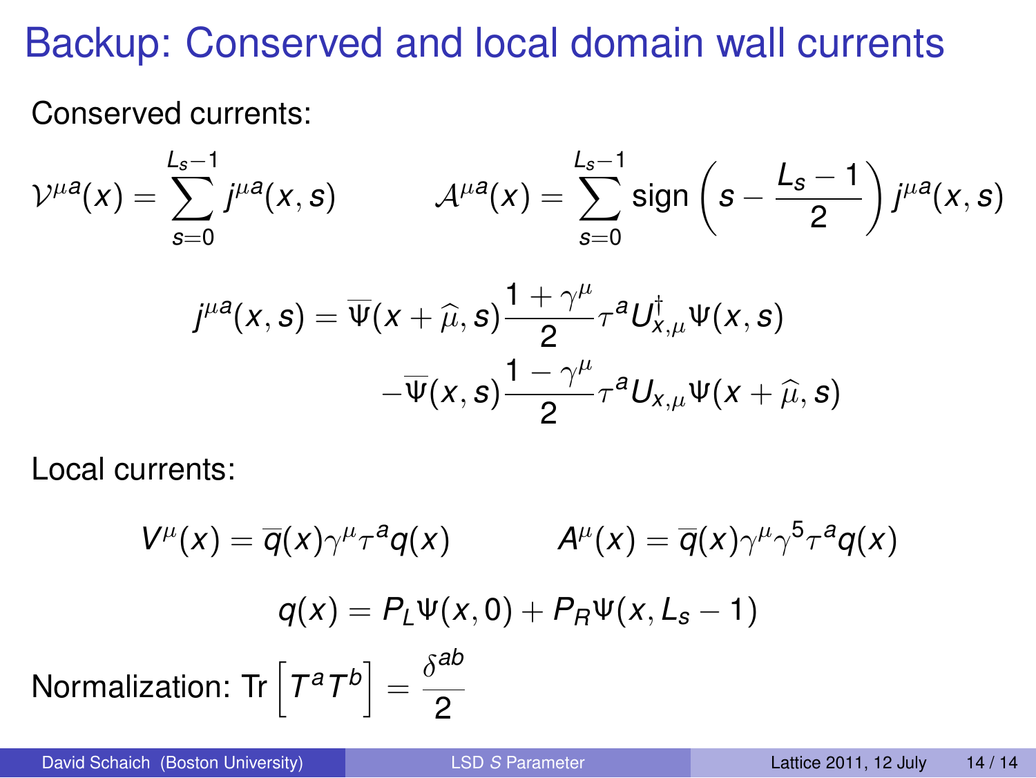# Backup: Conserved and local domain wall currents

Conserved currents:

$$\mathcal{V}^{\mu a}(x) = \sum_{s=0}^{L_s-1} j^{\mu a}(x,s) \qquad \mathcal{A}^{\mu a}(x) = \sum_{s=0}^{L_s-1} \text{sign}\left(s - \frac{L_s-1}{2}\right) j^{\mu a}(x,s)$$

$$j^{\mu a}(x,s) = \overline{\Psi}(x+\widehat{\mu},s)\frac{1+\gamma^\mu}{2}\tau^a U^\dagger_{x,\mu}\Psi(x,s) - \overline{\Psi}(x,s)\frac{1-\gamma^\mu}{2}\tau^a U_{x,\mu}\Psi(x+\widehat{\mu},s)$$

Local currents:

$$V^\mu(x) = \overline{q}(x)\gamma^\mu\tau^a q(x) \qquad A^\mu(x) = \overline{q}(x)\gamma^\mu\gamma^5\tau^a q(x)$$

$$q(x) = P_L\Psi(x,0) + P_R\Psi(x,L_s-1)$$

Normalization: $\text{Tr}\left[T^a T^b\right] = \frac{\delta^{ab}}{2}$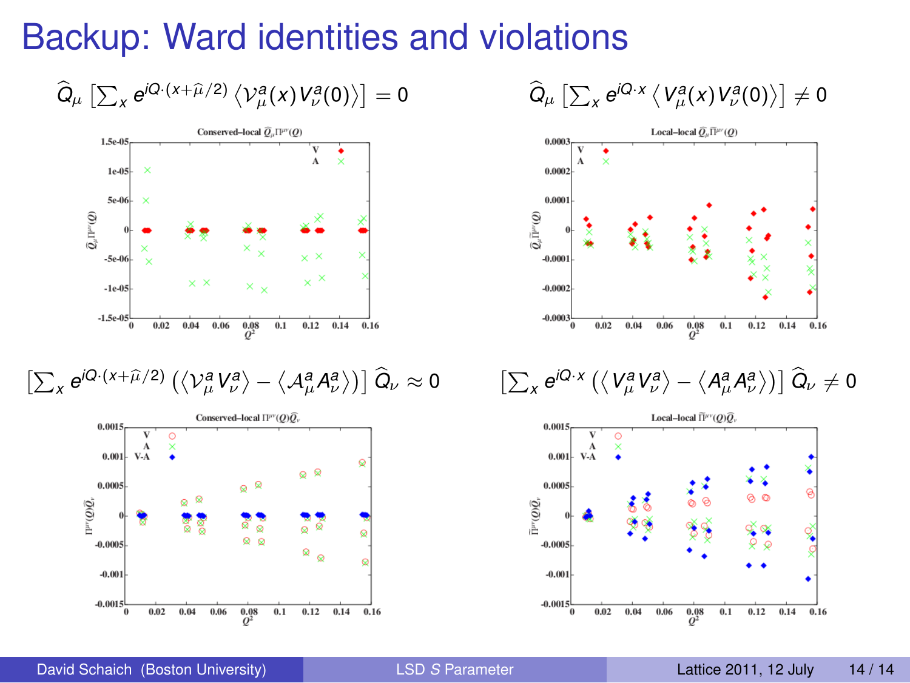# Backup: Ward identities and violations

$$\widehat{Q}_\mu \left[\sum_x e^{iQ\cdot(x+\widehat{\mu}/2)} \left\langle \mathcal{V}_\mu^a(x) V_\nu^a(0) \right\rangle\right] = 0$$

$$\widehat{Q}_\mu \left[\sum_x e^{iQ\cdot x} \left\langle V_\mu^a(x) V_\nu^a(0) \right\rangle\right] \neq 0$$

Conserved–local $\widehat{Q}_\mu \Pi^{\mu\nu}(Q)$

Local–local $\widehat{Q}_\mu \widetilde{\Pi}^{\mu\nu}(Q)$

$$\left[\sum_x e^{iQ\cdot(x+\widehat{\mu}/2)} \left(\left\langle \mathcal{V}_\mu^a V_\nu^a \right\rangle - \left\langle \mathcal{A}_\mu^a A_\nu^a \right\rangle\right)\right] \widehat{Q}_\nu \approx 0$$

$$\left[\sum_x e^{iQ\cdot x} \left(\left\langle V_\mu^a V_\nu^a \right\rangle - \left\langle A_\mu^a A_\nu^a \right\rangle\right)\right] \widehat{Q}_\nu \neq 0$$

Conserved–local $\Pi^{\mu\nu}(Q)\widehat{Q}_\nu$

Local–local $\widetilde{\Pi}^{\mu\nu}(Q)\widehat{Q}_\nu$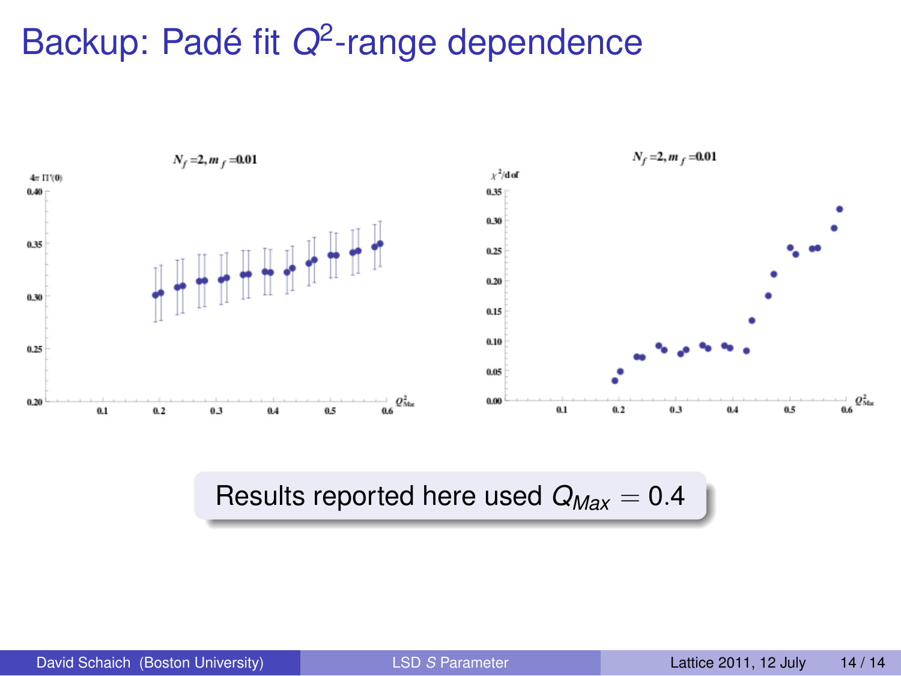# Backup: Padé fit $Q^2$-range dependence

Results reported here used $Q_{Max} = 0.4$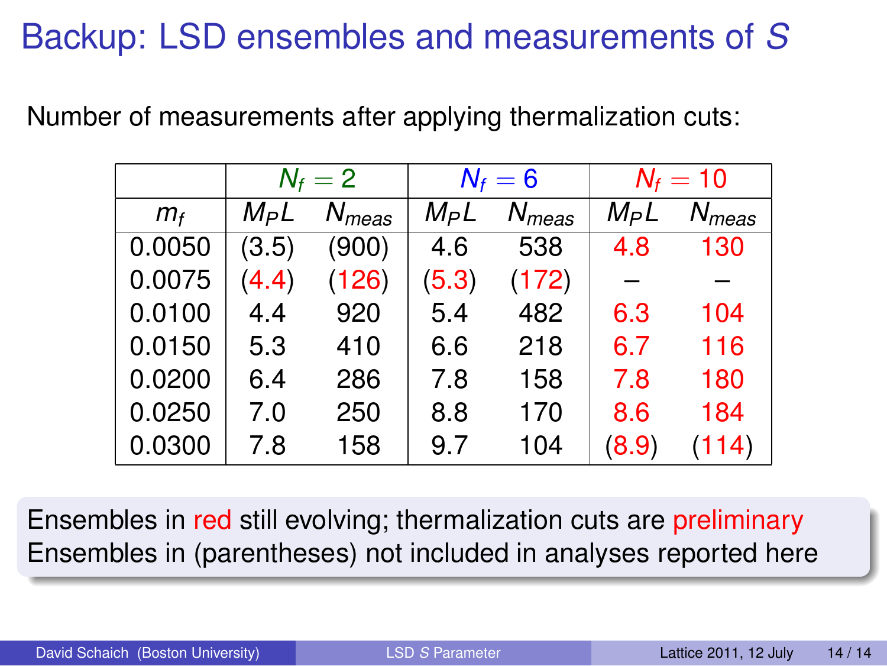# Backup: LSD ensembles and measurements of $S$

Number of measurements after applying thermalization cuts:

| | $N_f = 2$ | | $N_f = 6$ | | $N_f = 10$ | |
|---|---|---|---|---|---|---|
| $m_f$ | $M_P L$ | $N_{meas}$ | $M_P L$ | $N_{meas}$ | $M_P L$ | $N_{meas}$ |
| 0.0050 | (3.5) | (900) | 4.6 | 538 | 4.8 | 130 |
| 0.0075 | (4.4) | (126) | (5.3) | (172) | – | – |
| 0.0100 | 4.4 | 920 | 5.4 | 482 | 6.3 | 104 |
| 0.0150 | 5.3 | 410 | 6.6 | 218 | 6.7 | 116 |
| 0.0200 | 6.4 | 286 | 7.8 | 158 | 7.8 | 180 |
| 0.0250 | 7.0 | 250 | 8.8 | 170 | 8.6 | 184 |
| 0.0300 | 7.8 | 158 | 9.7 | 104 | (8.9) | (114) |

Ensembles in red still evolving; thermalization cuts are preliminary
Ensembles in (parentheses) not included in analyses reported here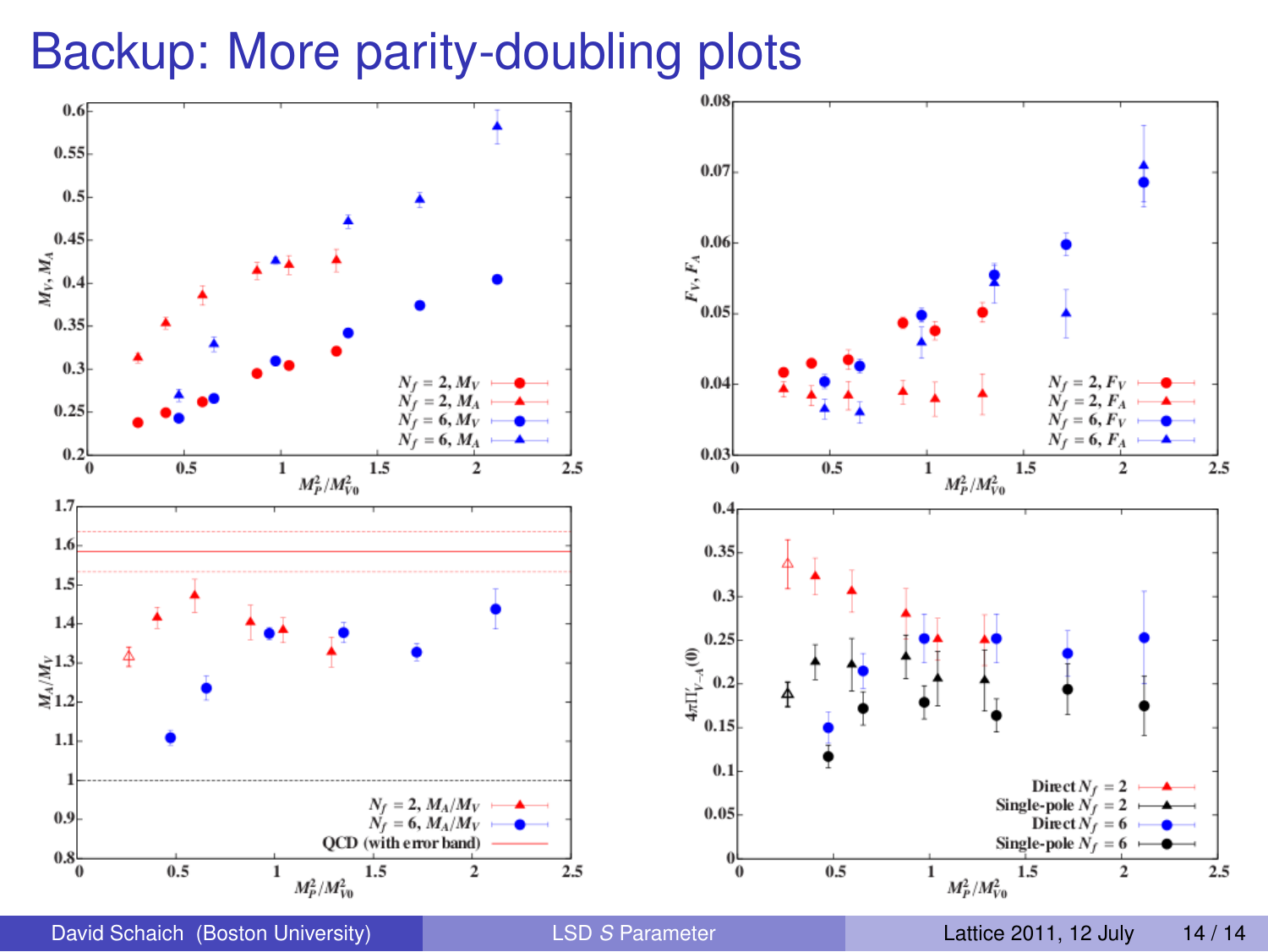# Backup: More parity-doubling plots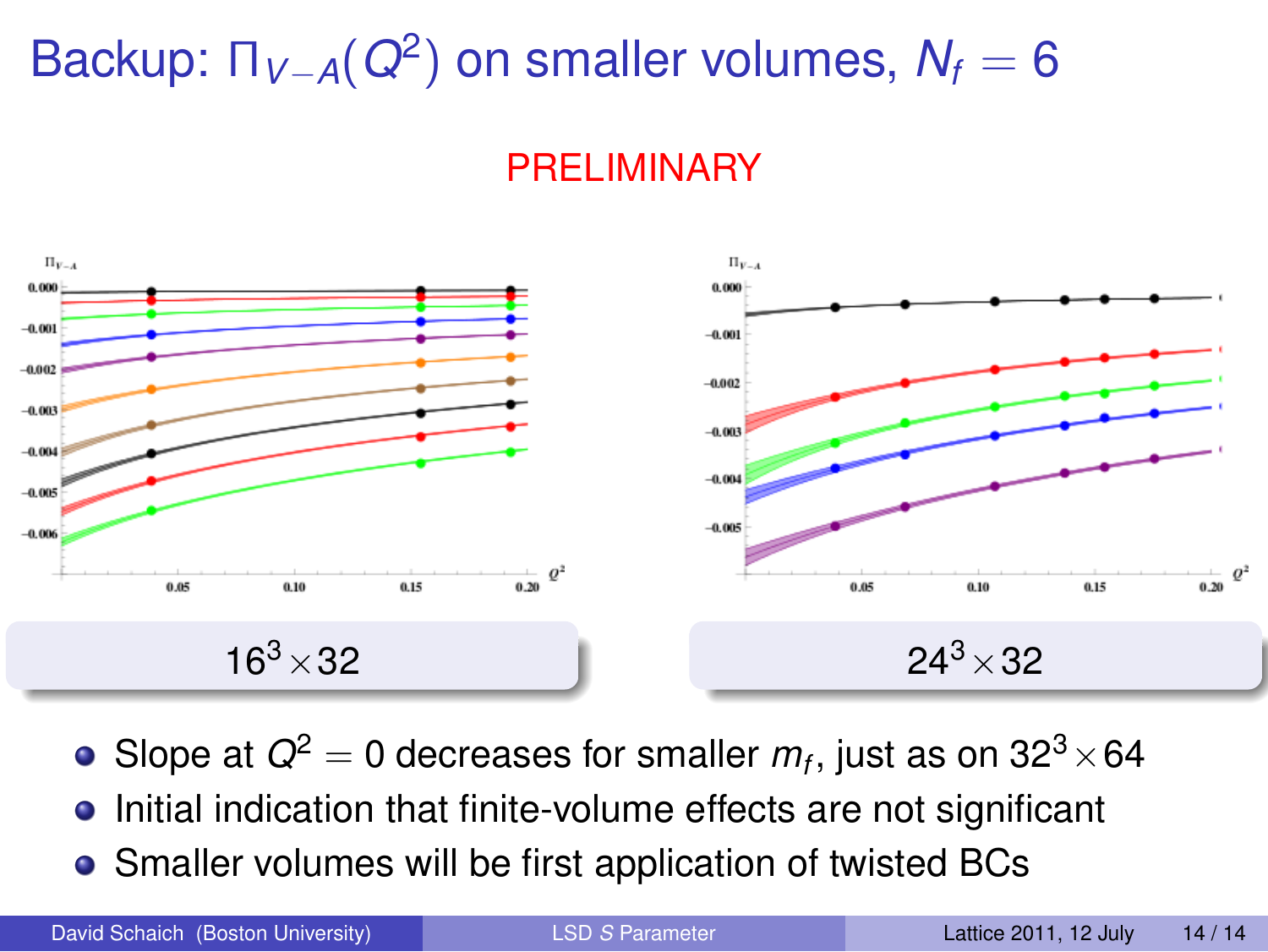# Backup: $\Pi_{V-A}(Q^2)$ on smaller volumes, $N_f = 6$

PRELIMINARY

$\Pi_{V-A}$

0.000
−0.001
−0.002
−0.003
−0.004
−0.005
−0.006

0.05
0.10
0.15
0.20
$Q^2$

$16^3 \times 32$

$\Pi_{V-A}$

0.000
−0.001
−0.002
−0.003
−0.004
−0.005

0.05
0.10
0.15
0.20
$Q^2$

$24^3 \times 32$

- Slope at $Q^2 = 0$ decreases for smaller $m_f$, just as on $32^3 \times 64$
- Initial indication that finite-volume effects are not significant
- Smaller volumes will be first application of twisted BCs